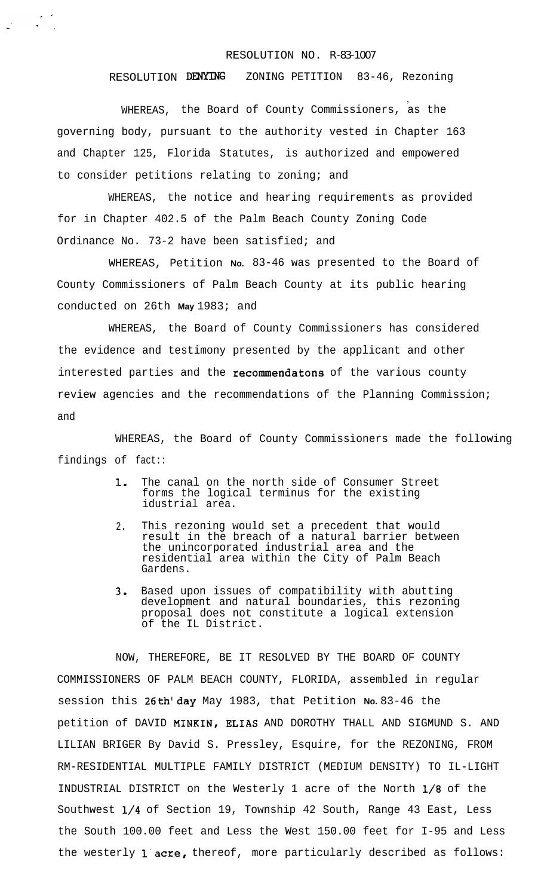RESOLUTION NO. R-83-1007

RESOLUTION DENYING ZONING PETITION 83-46, Rezoning

WHEREAS, the Board of County Commissioners, as the governing body, pursuant to the authority vested in Chapter 163 and Chapter 125, Florida Statutes, is authorized and empowered to consider petitions relating to zoning; and

WHEREAS, the notice and hearing requirements as provided for in Chapter 402.5 of the Palm Beach County Zoning Code Ordinance No. 73-2 have been satisfied; and

WHEREAS, Petition No. 83-46 was presented to the Board of County Commissioners of Palm Beach County at its public hearing conducted on 26th May 1983; and

WHEREAS, the Board of County Commissioners has considered the evidence and testimony presented by the applicant and other interested parties and the recommendatons of the various county review agencies and the recommendations of the Planning Commission; and

WHEREAS, the Board of County Commissioners made the following findings of fact::

1. The canal on the north side of Consumer Street forms the logical terminus for the existing idustrial area.
2. This rezoning would set a precedent that would result in the breach of a natural barrier between the unincorporated industrial area and the residential area within the City of Palm Beach Gardens.
3. Based upon issues of compatibility with abutting development and natural boundaries, this rezoning proposal does not constitute a logical extension of the IL District.

NOW, THEREFORE, BE IT RESOLVED BY THE BOARD OF COUNTY COMMISSIONERS OF PALM BEACH COUNTY, FLORIDA, assembled in regular session this 26th day May 1983, that Petition No. 83-46 the petition of DAVID MINKIN, ELIAS AND DOROTHY THALL AND SIGMUND S. AND LILIAN BRIGER By David S. Pressley, Esquire, for the REZONING, FROM RM-RESIDENTIAL MULTIPLE FAMILY DISTRICT (MEDIUM DENSITY) TO IL-LIGHT INDUSTRIAL DISTRICT on the Westerly 1 acre of the North 1/8 of the Southwest 1/4 of Section 19, Township 42 South, Range 43 East, Less the South 100.00 feet and Less the West 150.00 feet for I-95 and Less the westerly 1 acre, thereof, more particularly described as follows: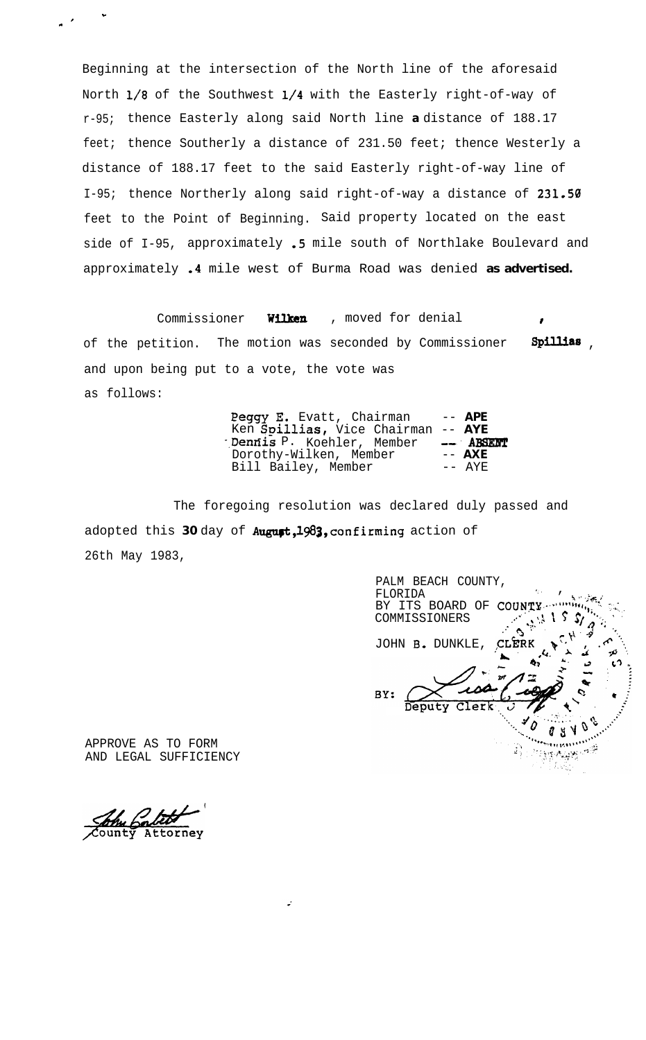Beginning at the intersection of the North line of the aforesaid North 1/8 of the Southwest 1/4 with the Easterly right-of-way of r-95; thence Easterly along said North line **a** distance of 188.17 feet; thence Southerly a distance of 231.50 feet; thence Westerly a distance of 188.17 feet to the said Easterly right-of-way line of I-95; thence Northerly along said right-of-way a distance of 231.50 feet to the Point of Beginning. Said property located on the east side of I-95, approximately .5 mile south of Northlake Boulevard and approximately .4 mile west of Burma Road was denied **as advertised.**

Commissioner **Wilken** , moved for denial of the petition. The motion was seconded by Commissioner **Spillias** , and upon being put to a vote, the vote was as follows:

| | |
|---|---|
| Peggy E. Evatt, Chairman | -- **APE** |
| Ken Spillias, Vice Chairman | -- **AYE** |
| Dennis P. Koehler, Member | -- **ABSENT** |
| Dorothy-Wilken, Member | -- **AXE** |
| Bill Bailey, Member | -- AYE |

The foregoing resolution was declared duly passed and adopted this **30** day of **August, 1983, confirming** action of 26th May 1983,

PALM BEACH COUNTY, FLORIDA
BY ITS BOARD OF COUNTY COMMISSIONERS

JOHN B. DUNKLE, CLERK

BY: Deputy Clerk

APPROVE AS TO FORM
AND LEGAL SUFFICIENCY

County Attorney